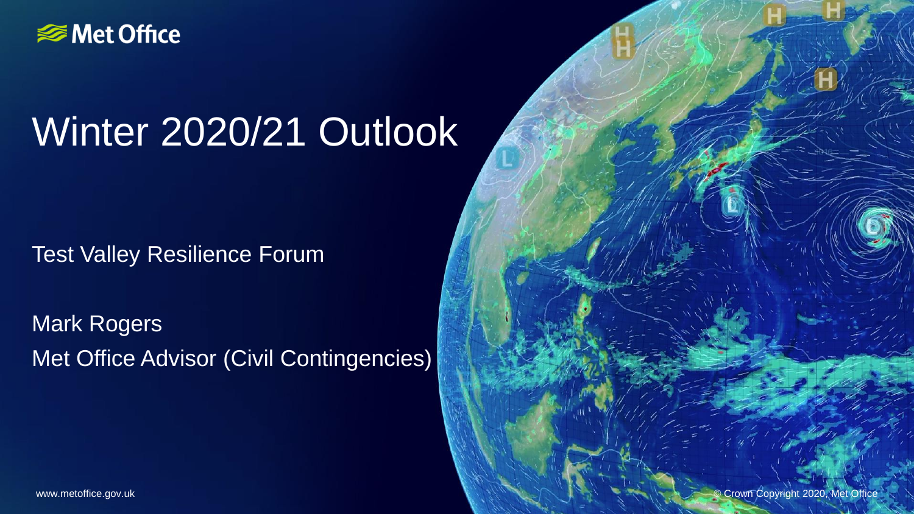Met Office

# Winter 2020/21 Outlook

Test Valley Resilience Forum

Mark Rogers
Met Office Advisor (Civil Contingencies)

www.metoffice.gov.uk

© Crown Copyright 2020, Met Office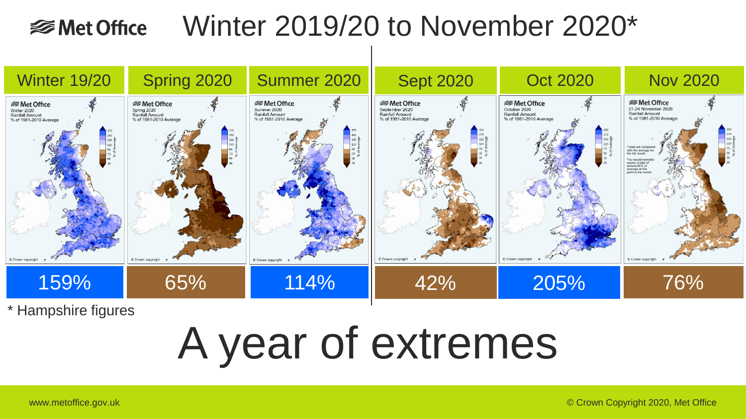# Winter 2019/20 to November 2020*

| Winter 19/20 | Spring 2020 | Summer 2020 | Sept 2020 | Oct 2020 | Nov 2020 |
| --- | --- | --- | --- | --- | --- |
| 159% | 65% | 114% | 42% | 205% | 76% |

\* Hampshire figures

# A year of extremes

www.metoffice.gov.uk

© Crown Copyright 2020, Met Office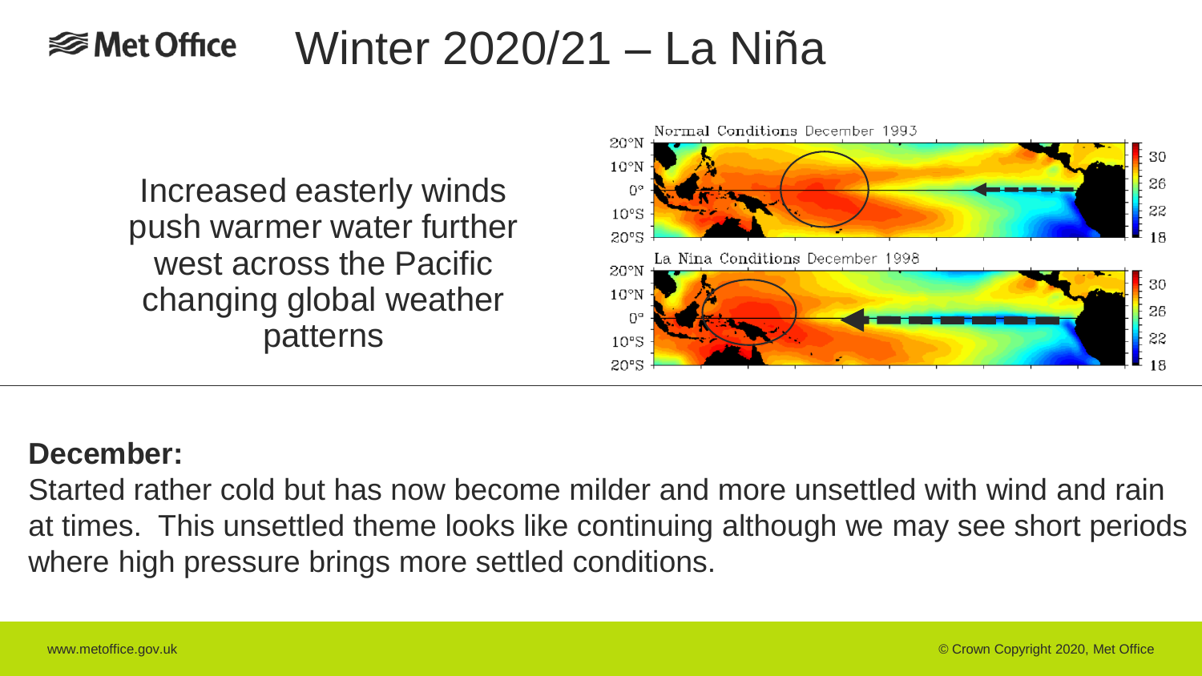# Winter 2020/21 – La Niña

Increased easterly winds push warmer water further west across the Pacific changing global weather patterns

**December:**

Started rather cold but has now become milder and more unsettled with wind and rain at times. This unsettled theme looks like continuing although we may see short periods where high pressure brings more settled conditions.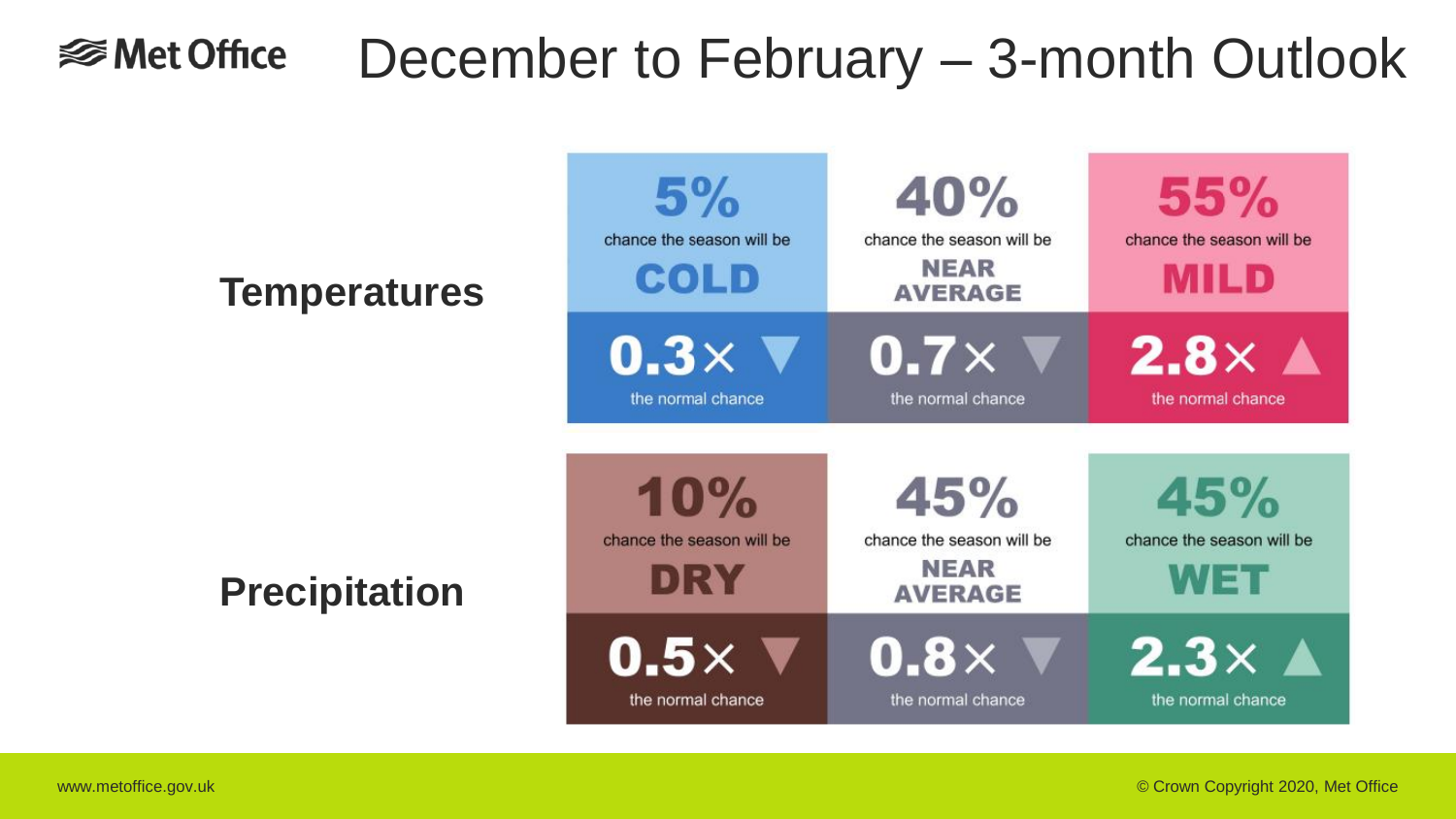# December to February – 3-month Outlook

| | Cold / Dry | Near Average | Mild / Wet |
|---|---|---|---|
| **Temperatures** | 5% chance the season will be COLD<br>0.3× ▼ the normal chance | 40% chance the season will be NEAR AVERAGE<br>0.7× ▼ the normal chance | 55% chance the season will be MILD<br>2.8× ▲ the normal chance |
| **Precipitation** | 10% chance the season will be DRY<br>0.5× ▼ the normal chance | 45% chance the season will be NEAR AVERAGE<br>0.8× ▼ the normal chance | 45% chance the season will be WET<br>2.3× ▲ the normal chance |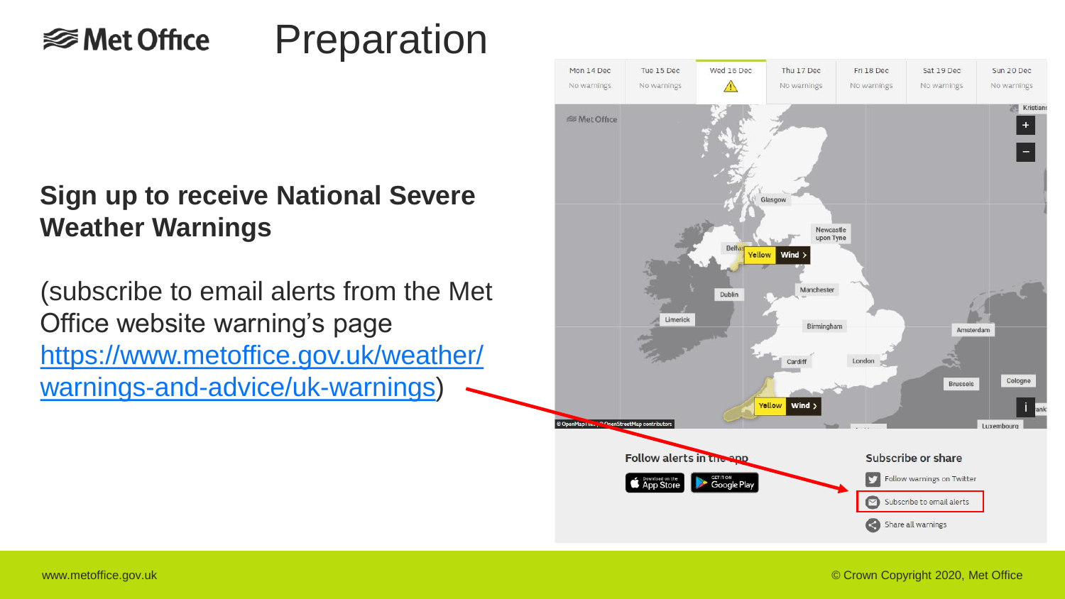# Preparation

**Sign up to receive National Severe Weather Warnings**

(subscribe to email alerts from the Met Office website warning's page https://www.metoffice.gov.uk/weather/warnings-and-advice/uk-warnings)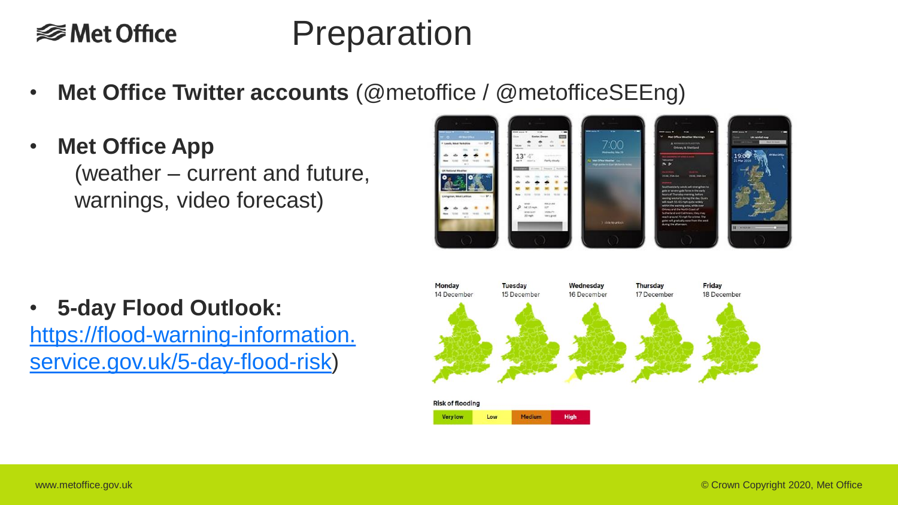# Preparation

- **Met Office Twitter accounts** (@metoffice / @metofficeSEEng)
- **Met Office App**
  (weather – current and future, warnings, video forecast)
- **5-day Flood Outlook:** [https://flood-warning-information.service.gov.uk/5-day-flood-risk](https://flood-warning-information.service.gov.uk/5-day-flood-risk))

Monday 14 December
Tuesday 15 December
Wednesday 16 December
Thursday 17 December
Friday 18 December

Risk of flooding
Very low
Low
Medium
High